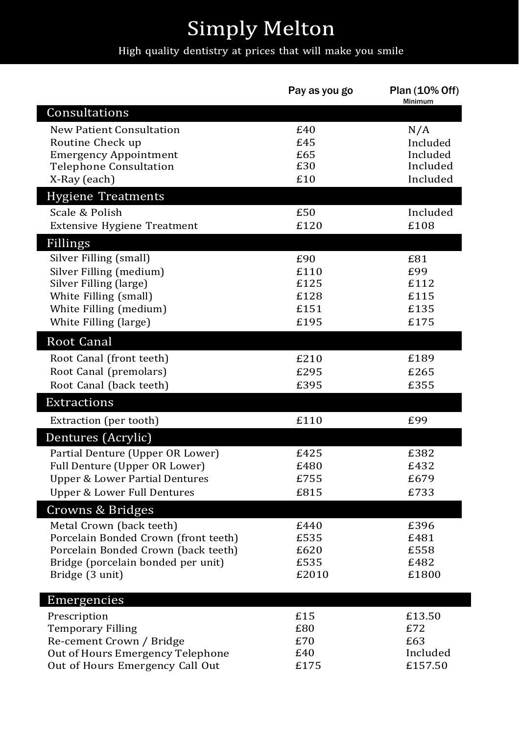# Simply Melton

High quality dentistry at prices that will make you smile

| | Pay as you go | Plan (10% Off) Minimum |
|---|---|---|
| **Consultations** | | |
| New Patient Consultation | £40 | N/A |
| Routine Check up | £45 | Included |
| Emergency Appointment | £65 | Included |
| Telephone Consultation | £30 | Included |
| X-Ray (each) | £10 | Included |
| **Hygiene Treatments** | | |
| Scale & Polish | £50 | Included |
| Extensive Hygiene Treatment | £120 | £108 |
| **Fillings** | | |
| Silver Filling (small) | £90 | £81 |
| Silver Filling (medium) | £110 | £99 |
| Silver Filling (large) | £125 | £112 |
| White Filling (small) | £128 | £115 |
| White Filling (medium) | £151 | £135 |
| White Filling (large) | £195 | £175 |
| **Root Canal** | | |
| Root Canal (front teeth) | £210 | £189 |
| Root Canal (premolars) | £295 | £265 |
| Root Canal (back teeth) | £395 | £355 |
| **Extractions** | | |
| Extraction (per tooth) | £110 | £99 |
| **Dentures (Acrylic)** | | |
| Partial Denture (Upper OR Lower) | £425 | £382 |
| Full Denture (Upper OR Lower) | £480 | £432 |
| Upper & Lower Partial Dentures | £755 | £679 |
| Upper & Lower Full Dentures | £815 | £733 |
| **Crowns & Bridges** | | |
| Metal Crown (back teeth) | £440 | £396 |
| Porcelain Bonded Crown (front teeth) | £535 | £481 |
| Porcelain Bonded Crown (back teeth) | £620 | £558 |
| Bridge (porcelain bonded per unit) | £535 | £482 |
| Bridge (3 unit) | £2010 | £1800 |
| **Emergencies** | | |
| Prescription | £15 | £13.50 |
| Temporary Filling | £80 | £72 |
| Re-cement Crown / Bridge | £70 | £63 |
| Out of Hours Emergency Telephone | £40 | Included |
| Out of Hours Emergency Call Out | £175 | £157.50 |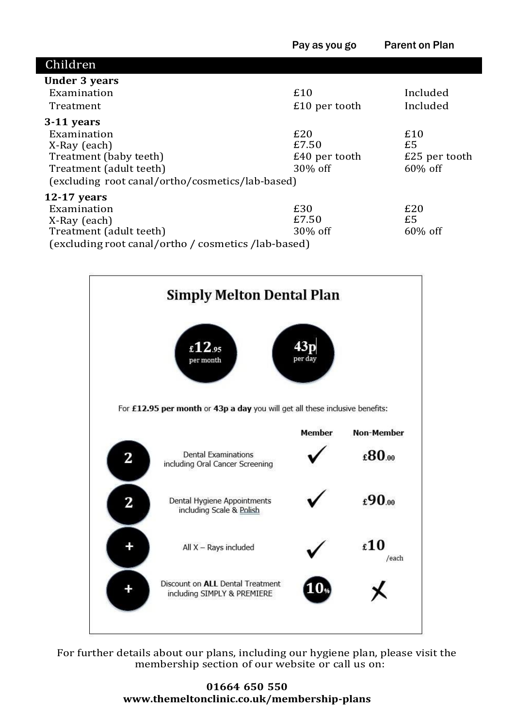| | Pay as you go | Parent on Plan |
|---|---|---|
| **Children** | | |
| **Under 3 years** | | |
| Examination | £10 | Included |
| Treatment | £10 per tooth | Included |
| **3-11 years** | | |
| Examination | £20 | £10 |
| X-Ray (each) | £7.50 | £5 |
| Treatment (baby teeth) | £40 per tooth | £25 per tooth |
| Treatment (adult teeth) | 30% off | 60% off |
| (excluding root canal/ortho/cosmetics/lab-based) | | |
| **12-17 years** | | |
| Examination | £30 | £20 |
| X-Ray (each) | £7.50 | £5 |
| Treatment (adult teeth) | 30% off | 60% off |
| (excluding root canal/ortho / cosmetics /lab-based) | | |

## Simply Melton Dental Plan

£12.95 per month

43p per day

For **£12.95 per month** or **43p a day** you will get all these inclusive benefits:

| | | Member | Non-Member |
|---|---|---|---|
| 2 | Dental Examinations including Oral Cancer Screening | ✓ | £80.00 |
| 2 | Dental Hygiene Appointments including Scale & Polish | ✓ | £90.00 |
| + | All X – Rays included | ✓ | £10 /each |
| + | Discount on **ALL** Dental Treatment including SIMPLY & PREMIERE | 10% | ✗ |

For further details about our plans, including our hygiene plan, please visit the membership section of our website or call us on:

**01664 650 550**
**www.themeltonclinic.co.uk/membership-plans**